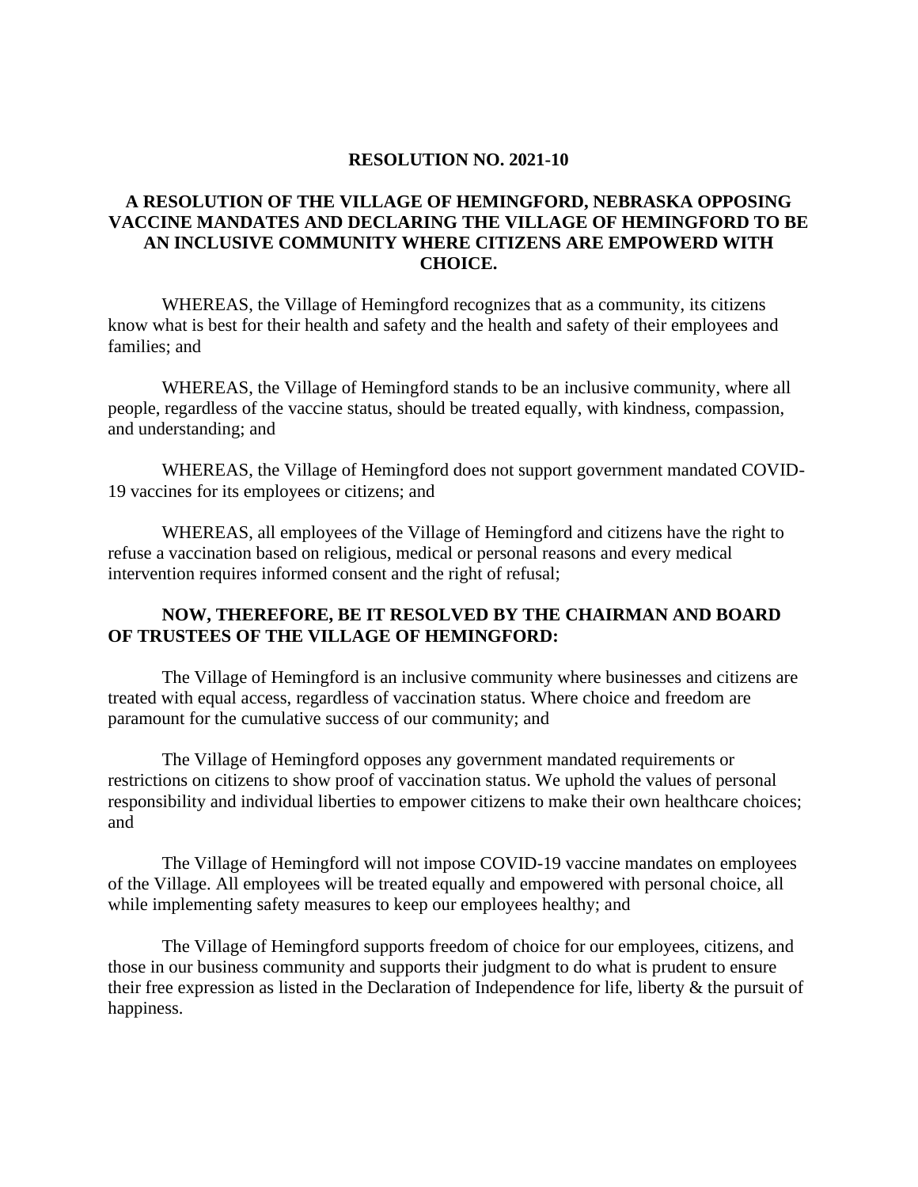**RESOLUTION NO. 2021-10**

**A RESOLUTION OF THE VILLAGE OF HEMINGFORD, NEBRASKA OPPOSING VACCINE MANDATES AND DECLARING THE VILLAGE OF HEMINGFORD TO BE AN INCLUSIVE COMMUNITY WHERE CITIZENS ARE EMPOWERD WITH CHOICE.**

WHEREAS, the Village of Hemingford recognizes that as a community, its citizens know what is best for their health and safety and the health and safety of their employees and families; and

WHEREAS, the Village of Hemingford stands to be an inclusive community, where all people, regardless of the vaccine status, should be treated equally, with kindness, compassion, and understanding; and

WHEREAS, the Village of Hemingford does not support government mandated COVID-19 vaccines for its employees or citizens; and

WHEREAS, all employees of the Village of Hemingford and citizens have the right to refuse a vaccination based on religious, medical or personal reasons and every medical intervention requires informed consent and the right of refusal;

**NOW, THEREFORE, BE IT RESOLVED BY THE CHAIRMAN AND BOARD OF TRUSTEES OF THE VILLAGE OF HEMINGFORD:**

The Village of Hemingford is an inclusive community where businesses and citizens are treated with equal access, regardless of vaccination status. Where choice and freedom are paramount for the cumulative success of our community; and

The Village of Hemingford opposes any government mandated requirements or restrictions on citizens to show proof of vaccination status. We uphold the values of personal responsibility and individual liberties to empower citizens to make their own healthcare choices; and

The Village of Hemingford will not impose COVID-19 vaccine mandates on employees of the Village. All employees will be treated equally and empowered with personal choice, all while implementing safety measures to keep our employees healthy; and

The Village of Hemingford supports freedom of choice for our employees, citizens, and those in our business community and supports their judgment to do what is prudent to ensure their free expression as listed in the Declaration of Independence for life, liberty & the pursuit of happiness.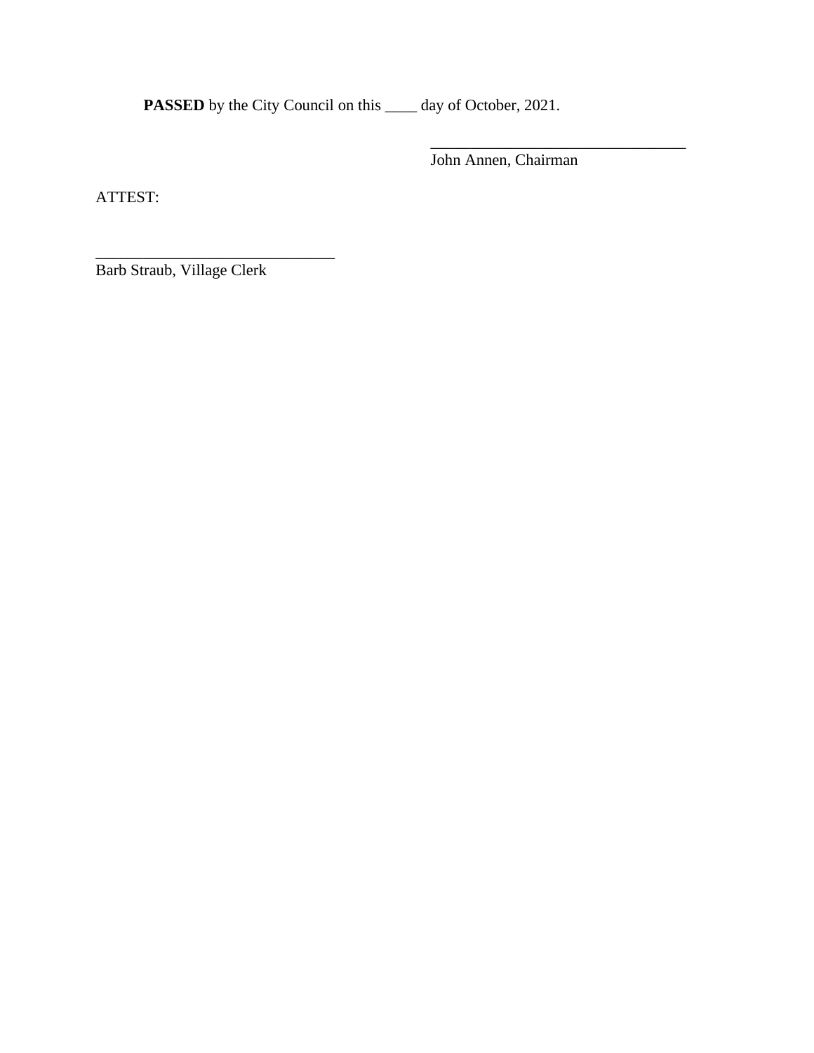**PASSED** by the City Council on this ____ day of October, 2021.

_________________________________
John Annen, Chairman

ATTEST:

______________________________
Barb Straub, Village Clerk